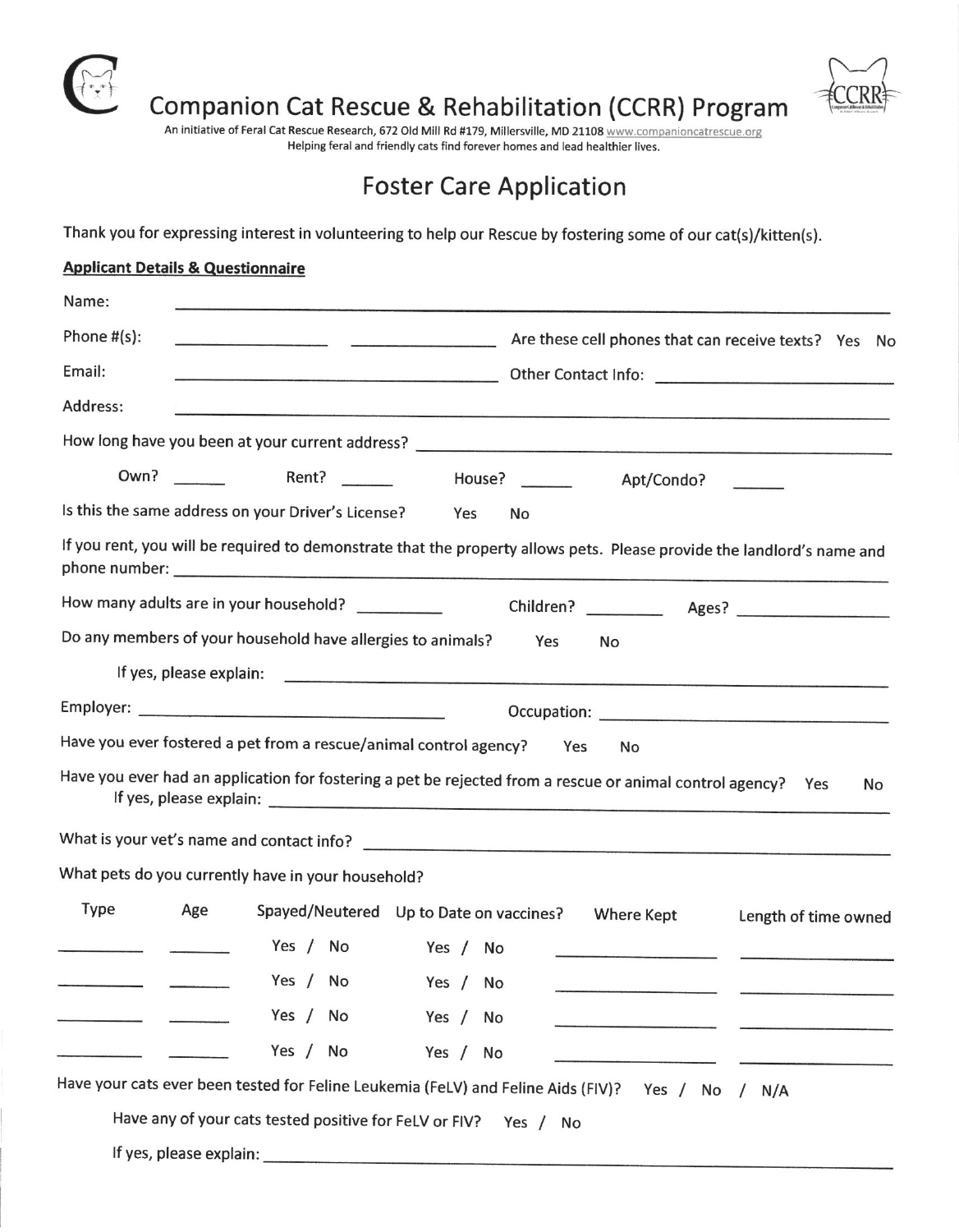# Companion Cat Rescue & Rehabilitation (CCRR) Program

An initiative of Feral Cat Rescue Research, 672 Old Mill Rd #179, Millersville, MD 21108 www.companioncatrescue.org
Helping feral and friendly cats find forever homes and lead healthier lives.

## Foster Care Application

Thank you for expressing interest in volunteering to help our Rescue by fostering some of our cat(s)/kitten(s).

**Applicant Details & Questionnaire**

Name: ______________________________________________

Phone #(s): ______________ ______________ Are these cell phones that can receive texts? Yes No

Email: ______________________________ Other Contact Info: ______________________

Address: ______________________________________________

How long have you been at your current address? ______________________________

Own? _____ Rent? _____ House? _____ Apt/Condo? _____

Is this the same address on your Driver's License? Yes No

If you rent, you will be required to demonstrate that the property allows pets. Please provide the landlord's name and phone number: ______________________________

How many adults are in your household? ________ Children? ________ Ages? ____________

Do any members of your household have allergies to animals? Yes No

If yes, please explain: ______________________________

Employer: ______________________________ Occupation: ______________________

Have you ever fostered a pet from a rescue/animal control agency? Yes No

Have you ever had an application for fostering a pet be rejected from a rescue or animal control agency? Yes No
If yes, please explain: ______________________________

What is your vet's name and contact info? ______________________________

What pets do you currently have in your household?

| Type | Age | Spayed/Neutered | Up to Date on vaccines? | Where Kept | Length of time owned |
|---|---|---|---|---|---|
| | | Yes / No | Yes / No | | |
| | | Yes / No | Yes / No | | |
| | | Yes / No | Yes / No | | |
| | | Yes / No | Yes / No | | |

Have your cats ever been tested for Feline Leukemia (FeLV) and Feline Aids (FIV)? Yes / No / N/A

Have any of your cats tested positive for FeLV or FIV? Yes / No

If yes, please explain: ______________________________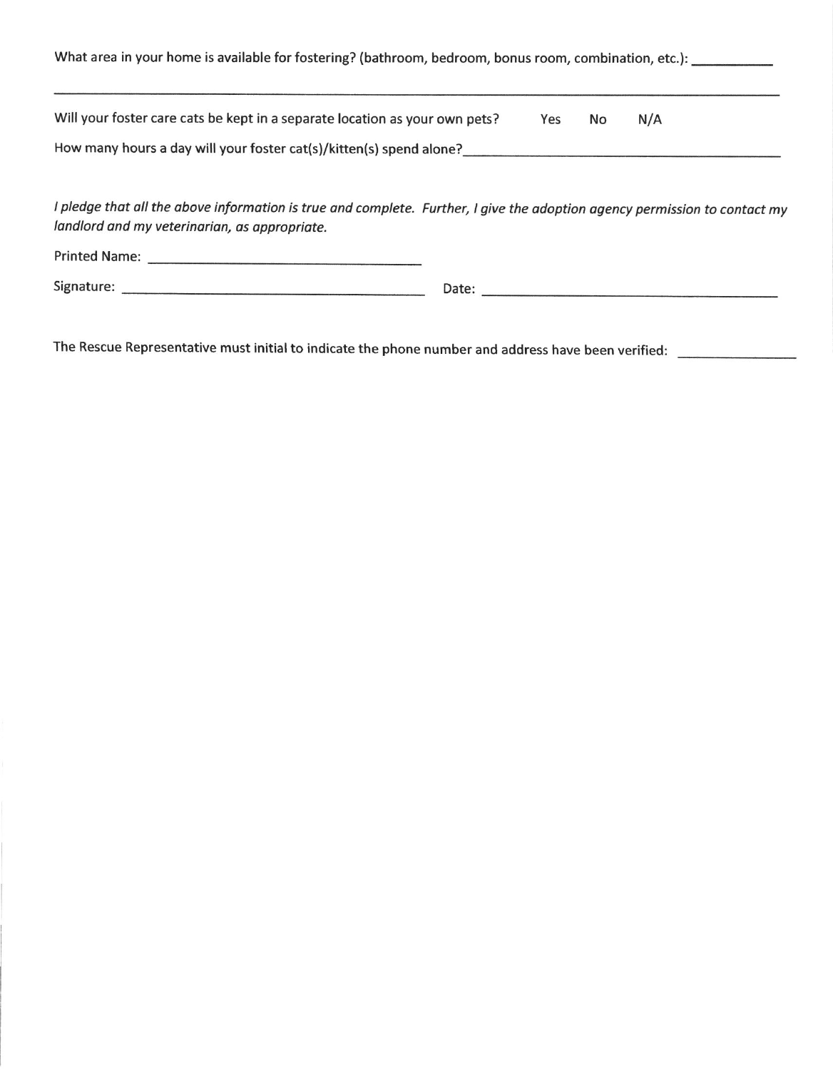What area in your home is available for fostering? (bathroom, bedroom, bonus room, combination, etc.): __________

______________________________________________________________________________________

Will your foster care cats be kept in a separate location as your own pets? Yes No N/A

How many hours a day will your foster cat(s)/kitten(s) spend alone? ________________________________________

*I pledge that all the above information is true and complete. Further, I give the adoption agency permission to contact my landlord and my veterinarian, as appropriate.*

Printed Name: ____________________________________

Signature: ________________________________________ Date: ________________________________________

The Rescue Representative must initial to indicate the phone number and address have been verified: _______________